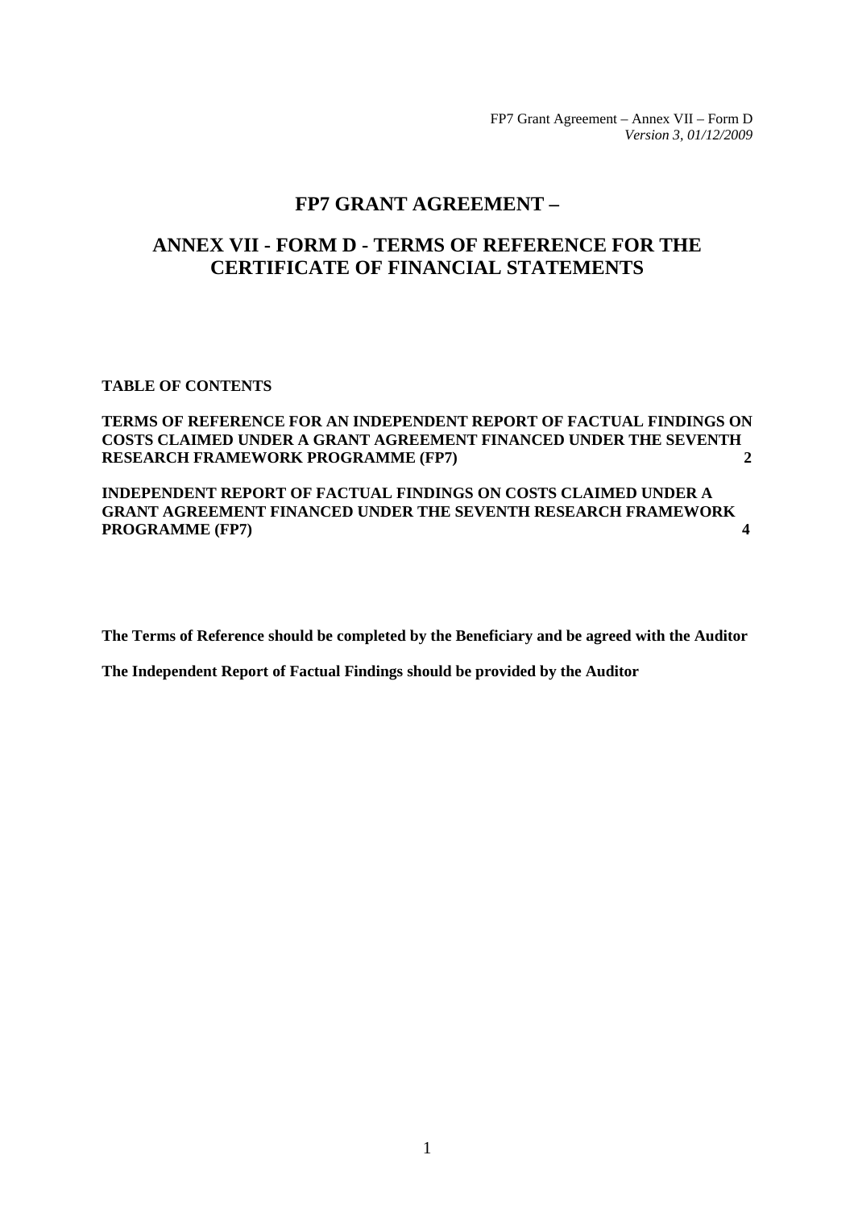FP7 Grant Agreement – Annex VII – Form D
*Version 3, 01/12/2009*

# FP7 GRANT AGREEMENT –

# ANNEX VII - FORM D - TERMS OF REFERENCE FOR THE CERTIFICATE OF FINANCIAL STATEMENTS

**TABLE OF CONTENTS**

**TERMS OF REFERENCE FOR AN INDEPENDENT REPORT OF FACTUAL FINDINGS ON COSTS CLAIMED UNDER A GRANT AGREEMENT FINANCED UNDER THE SEVENTH RESEARCH FRAMEWORK PROGRAMME (FP7) 2**

**INDEPENDENT REPORT OF FACTUAL FINDINGS ON COSTS CLAIMED UNDER A GRANT AGREEMENT FINANCED UNDER THE SEVENTH RESEARCH FRAMEWORK PROGRAMME (FP7) 4**

**The Terms of Reference should be completed by the Beneficiary and be agreed with the Auditor**

**The Independent Report of Factual Findings should be provided by the Auditor**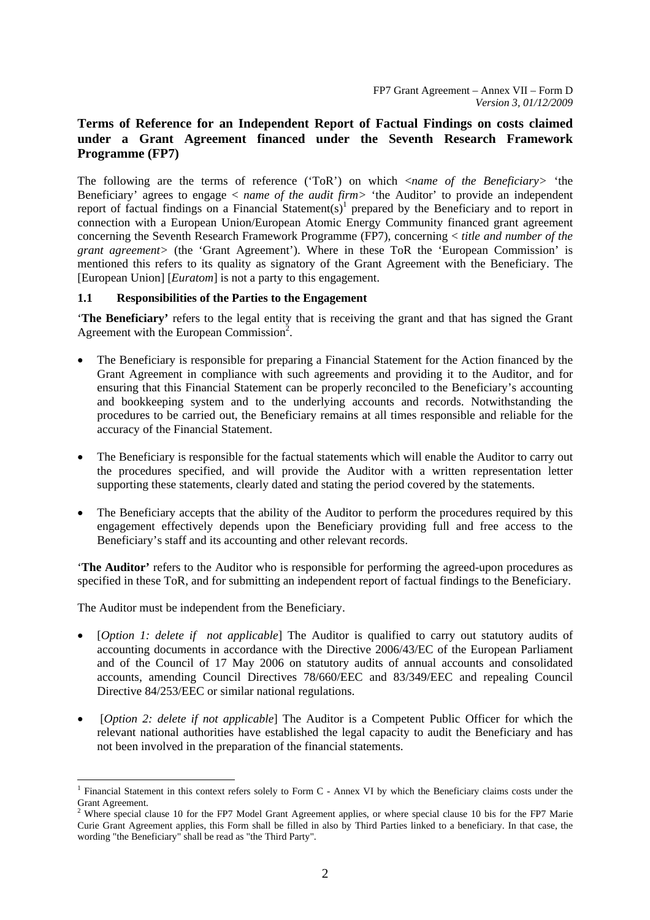FP7 Grant Agreement – Annex VII – Form D
*Version 3, 01/12/2009*

## Terms of Reference for an Independent Report of Factual Findings on costs claimed under a Grant Agreement financed under the Seventh Research Framework Programme (FP7)

The following are the terms of reference ('ToR') on which <*name of the Beneficiary*> 'the Beneficiary' agrees to engage < *name of the audit firm*> 'the Auditor' to provide an independent report of factual findings on a Financial Statement(s)[1] prepared by the Beneficiary and to report in connection with a European Union/European Atomic Energy Community financed grant agreement concerning the Seventh Research Framework Programme (FP7), concerning < *title and number of the grant agreement*> (the 'Grant Agreement'). Where in these ToR the 'European Commission' is mentioned this refers to its quality as signatory of the Grant Agreement with the Beneficiary. The [European Union] [*Euratom*] is not a party to this engagement.

### 1.1 Responsibilities of the Parties to the Engagement

'**The Beneficiary'** refers to the legal entity that is receiving the grant and that has signed the Grant Agreement with the European Commission[2].

- The Beneficiary is responsible for preparing a Financial Statement for the Action financed by the Grant Agreement in compliance with such agreements and providing it to the Auditor, and for ensuring that this Financial Statement can be properly reconciled to the Beneficiary's accounting and bookkeeping system and to the underlying accounts and records. Notwithstanding the procedures to be carried out, the Beneficiary remains at all times responsible and reliable for the accuracy of the Financial Statement.

- The Beneficiary is responsible for the factual statements which will enable the Auditor to carry out the procedures specified, and will provide the Auditor with a written representation letter supporting these statements, clearly dated and stating the period covered by the statements.

- The Beneficiary accepts that the ability of the Auditor to perform the procedures required by this engagement effectively depends upon the Beneficiary providing full and free access to the Beneficiary's staff and its accounting and other relevant records.

'**The Auditor'** refers to the Auditor who is responsible for performing the agreed-upon procedures as specified in these ToR, and for submitting an independent report of factual findings to the Beneficiary.

The Auditor must be independent from the Beneficiary.

- [*Option 1: delete if not applicable*] The Auditor is qualified to carry out statutory audits of accounting documents in accordance with the Directive 2006/43/EC of the European Parliament and of the Council of 17 May 2006 on statutory audits of annual accounts and consolidated accounts, amending Council Directives 78/660/EEC and 83/349/EEC and repealing Council Directive 84/253/EEC or similar national regulations.

- [*Option 2: delete if not applicable*] The Auditor is a Competent Public Officer for which the relevant national authorities have established the legal capacity to audit the Beneficiary and has not been involved in the preparation of the financial statements.

---

[1] Financial Statement in this context refers solely to Form C - Annex VI by which the Beneficiary claims costs under the Grant Agreement.

[2] Where special clause 10 for the FP7 Model Grant Agreement applies, or where special clause 10 bis for the FP7 Marie Curie Grant Agreement applies, this Form shall be filled in also by Third Parties linked to a beneficiary. In that case, the wording "the Beneficiary" shall be read as "the Third Party".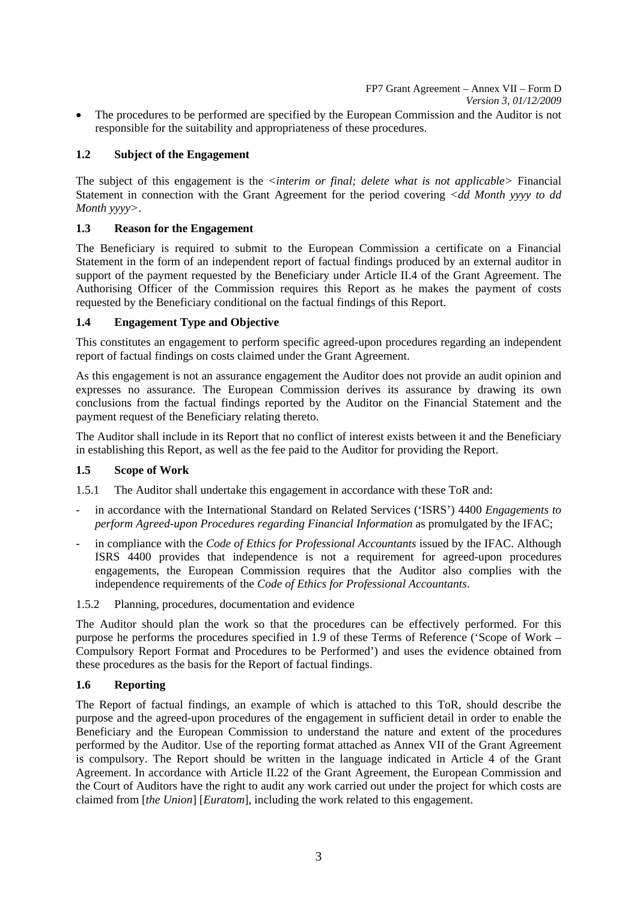- The procedures to be performed are specified by the European Commission and the Auditor is not responsible for the suitability and appropriateness of these procedures.

### 1.2 Subject of the Engagement

The subject of this engagement is the <*interim or final; delete what is not applicable*> Financial Statement in connection with the Grant Agreement for the period covering <*dd Month yyyy to dd Month yyyy*>.

### 1.3 Reason for the Engagement

The Beneficiary is required to submit to the European Commission a certificate on a Financial Statement in the form of an independent report of factual findings produced by an external auditor in support of the payment requested by the Beneficiary under Article II.4 of the Grant Agreement. The Authorising Officer of the Commission requires this Report as he makes the payment of costs requested by the Beneficiary conditional on the factual findings of this Report.

### 1.4 Engagement Type and Objective

This constitutes an engagement to perform specific agreed-upon procedures regarding an independent report of factual findings on costs claimed under the Grant Agreement.

As this engagement is not an assurance engagement the Auditor does not provide an audit opinion and expresses no assurance. The European Commission derives its assurance by drawing its own conclusions from the factual findings reported by the Auditor on the Financial Statement and the payment request of the Beneficiary relating thereto.

The Auditor shall include in its Report that no conflict of interest exists between it and the Beneficiary in establishing this Report, as well as the fee paid to the Auditor for providing the Report.

### 1.5 Scope of Work

1.5.1 The Auditor shall undertake this engagement in accordance with these ToR and:

- in accordance with the International Standard on Related Services ('ISRS') 4400 *Engagements to perform Agreed-upon Procedures regarding Financial Information* as promulgated by the IFAC;
- in compliance with the *Code of Ethics for Professional Accountants* issued by the IFAC. Although ISRS 4400 provides that independence is not a requirement for agreed-upon procedures engagements, the European Commission requires that the Auditor also complies with the independence requirements of the *Code of Ethics for Professional Accountants*.

1.5.2 Planning, procedures, documentation and evidence

The Auditor should plan the work so that the procedures can be effectively performed. For this purpose he performs the procedures specified in 1.9 of these Terms of Reference ('Scope of Work – Compulsory Report Format and Procedures to be Performed') and uses the evidence obtained from these procedures as the basis for the Report of factual findings.

### 1.6 Reporting

The Report of factual findings, an example of which is attached to this ToR, should describe the purpose and the agreed-upon procedures of the engagement in sufficient detail in order to enable the Beneficiary and the European Commission to understand the nature and extent of the procedures performed by the Auditor. Use of the reporting format attached as Annex VII of the Grant Agreement is compulsory. The Report should be written in the language indicated in Article 4 of the Grant Agreement. In accordance with Article II.22 of the Grant Agreement, the European Commission and the Court of Auditors have the right to audit any work carried out under the project for which costs are claimed from [*the Union*] [*Euratom*], including the work related to this engagement.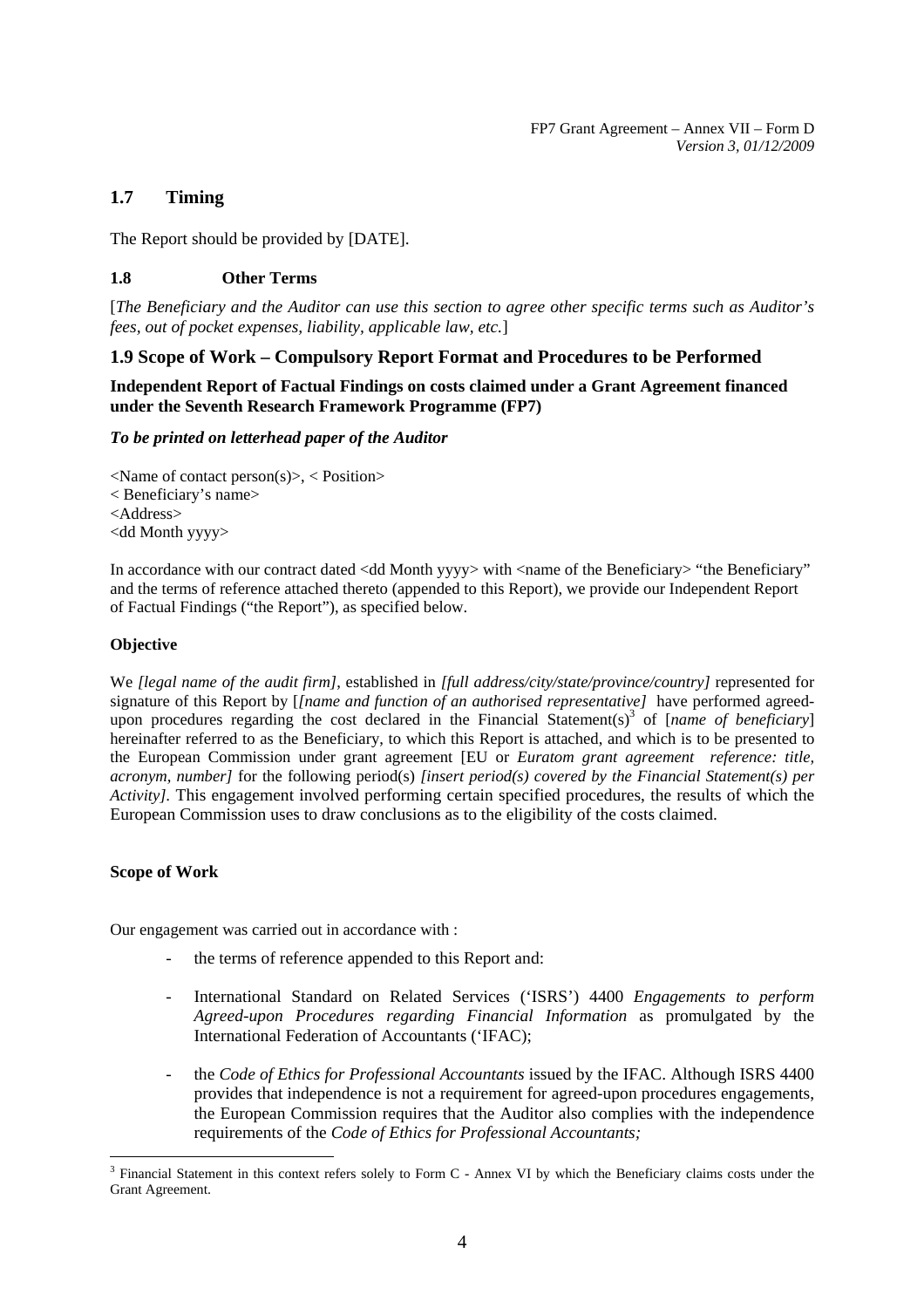## 1.7 Timing

The Report should be provided by [DATE].

### 1.8 Other Terms

[*The Beneficiary and the Auditor can use this section to agree other specific terms such as Auditor's fees, out of pocket expenses, liability, applicable law, etc.*]

## 1.9 Scope of Work – Compulsory Report Format and Procedures to be Performed

**Independent Report of Factual Findings on costs claimed under a Grant Agreement financed under the Seventh Research Framework Programme (FP7)**

***To be printed on letterhead paper of the Auditor***

<Name of contact person(s)>, < Position>
< Beneficiary's name>
<Address>
<dd Month yyyy>

In accordance with our contract dated <dd Month yyyy> with <name of the Beneficiary> "the Beneficiary" and the terms of reference attached thereto (appended to this Report), we provide our Independent Report of Factual Findings ("the Report"), as specified below.

**Objective**

We *[legal name of the audit firm]*, established in *[full address/city/state/province/country]* represented for signature of this Report by [*[name and function of an authorised representative]* have performed agreed-upon procedures regarding the cost declared in the Financial Statement(s)[3] of [*name of beneficiary*] hereinafter referred to as the Beneficiary, to which this Report is attached, and which is to be presented to the European Commission under grant agreement [EU or *Euratom grant agreement reference: title, acronym, number]* for the following period(s) *[insert period(s) covered by the Financial Statement(s) per Activity]*. This engagement involved performing certain specified procedures, the results of which the European Commission uses to draw conclusions as to the eligibility of the costs claimed.

**Scope of Work**

Our engagement was carried out in accordance with :

- the terms of reference appended to this Report and:
- International Standard on Related Services ('ISRS') 4400 *Engagements to perform Agreed-upon Procedures regarding Financial Information* as promulgated by the International Federation of Accountants ('IFAC);
- the *Code of Ethics for Professional Accountants* issued by the IFAC. Although ISRS 4400 provides that independence is not a requirement for agreed-upon procedures engagements, the European Commission requires that the Auditor also complies with the independence requirements of the *Code of Ethics for Professional Accountants;*

[3] Financial Statement in this context refers solely to Form C - Annex VI by which the Beneficiary claims costs under the Grant Agreement.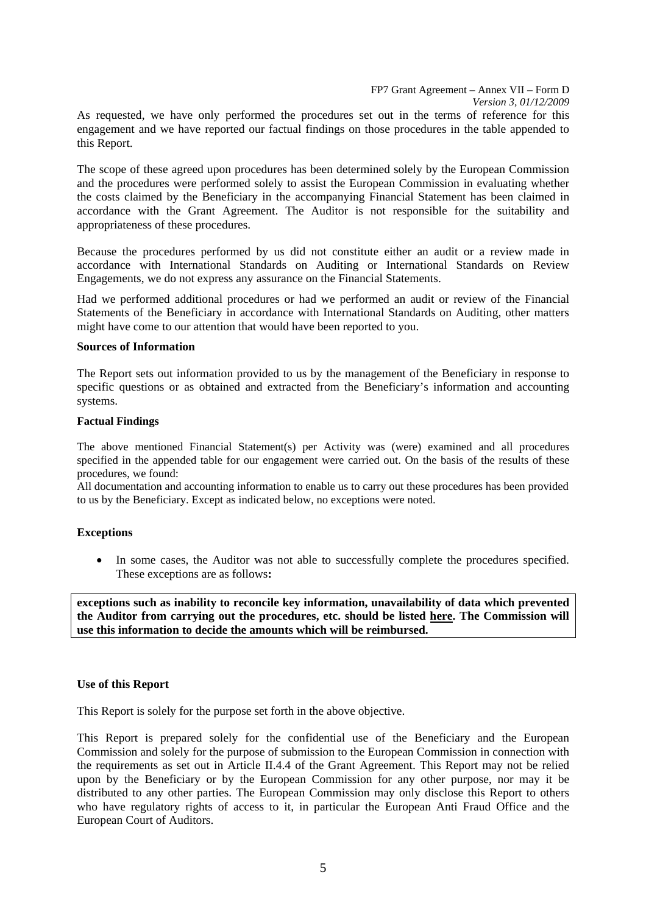As requested, we have only performed the procedures set out in the terms of reference for this engagement and we have reported our factual findings on those procedures in the table appended to this Report.

The scope of these agreed upon procedures has been determined solely by the European Commission and the procedures were performed solely to assist the European Commission in evaluating whether the costs claimed by the Beneficiary in the accompanying Financial Statement has been claimed in accordance with the Grant Agreement. The Auditor is not responsible for the suitability and appropriateness of these procedures.

Because the procedures performed by us did not constitute either an audit or a review made in accordance with International Standards on Auditing or International Standards on Review Engagements, we do not express any assurance on the Financial Statements.

Had we performed additional procedures or had we performed an audit or review of the Financial Statements of the Beneficiary in accordance with International Standards on Auditing, other matters might have come to our attention that would have been reported to you.

**Sources of Information**

The Report sets out information provided to us by the management of the Beneficiary in response to specific questions or as obtained and extracted from the Beneficiary's information and accounting systems.

**Factual Findings**

The above mentioned Financial Statement(s) per Activity was (were) examined and all procedures specified in the appended table for our engagement were carried out. On the basis of the results of these procedures, we found:

All documentation and accounting information to enable us to carry out these procedures has been provided to us by the Beneficiary. Except as indicated below, no exceptions were noted.

**Exceptions**

- In some cases, the Auditor was not able to successfully complete the procedures specified. These exceptions are as follows**:**

**exceptions such as inability to reconcile key information, unavailability of data which prevented the Auditor from carrying out the procedures, etc. should be listed <u>here</u>. The Commission will use this information to decide the amounts which will be reimbursed.**

**Use of this Report**

This Report is solely for the purpose set forth in the above objective.

This Report is prepared solely for the confidential use of the Beneficiary and the European Commission and solely for the purpose of submission to the European Commission in connection with the requirements as set out in Article II.4.4 of the Grant Agreement. This Report may not be relied upon by the Beneficiary or by the European Commission for any other purpose, nor may it be distributed to any other parties. The European Commission may only disclose this Report to others who have regulatory rights of access to it, in particular the European Anti Fraud Office and the European Court of Auditors.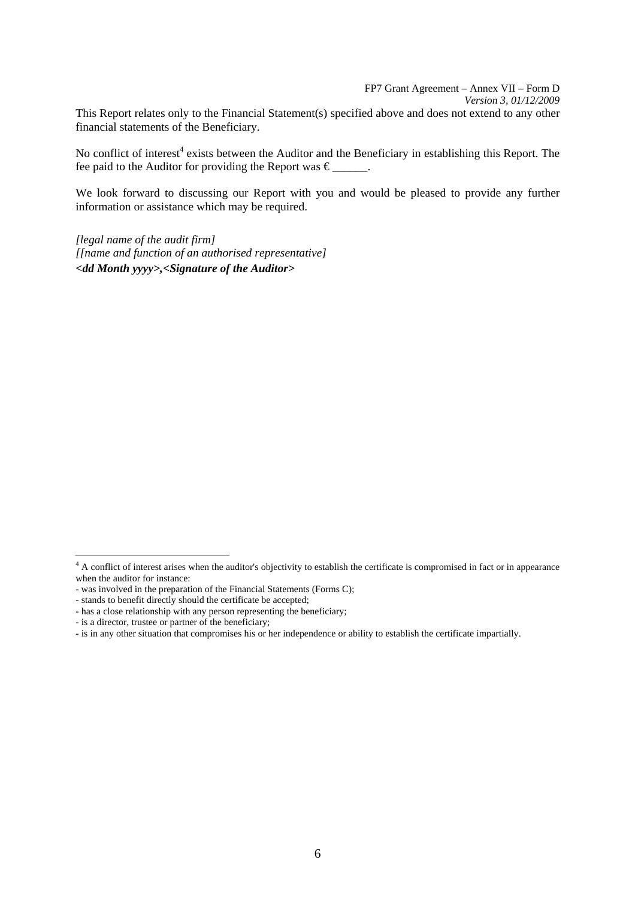This Report relates only to the Financial Statement(s) specified above and does not extend to any other financial statements of the Beneficiary.

No conflict of interest[4] exists between the Auditor and the Beneficiary in establishing this Report. The fee paid to the Auditor for providing the Report was € ______.

We look forward to discussing our Report with you and would be pleased to provide any further information or assistance which may be required.

*[legal name of the audit firm]*
*[[name and function of an authorised representative]*
***<dd Month yyyy>,<Signature of the Auditor>***

---

[4] A conflict of interest arises when the auditor's objectivity to establish the certificate is compromised in fact or in appearance when the auditor for instance:

- was involved in the preparation of the Financial Statements (Forms C);
- stands to benefit directly should the certificate be accepted;
- has a close relationship with any person representing the beneficiary;
- is a director, trustee or partner of the beneficiary;
- is in any other situation that compromises his or her independence or ability to establish the certificate impartially.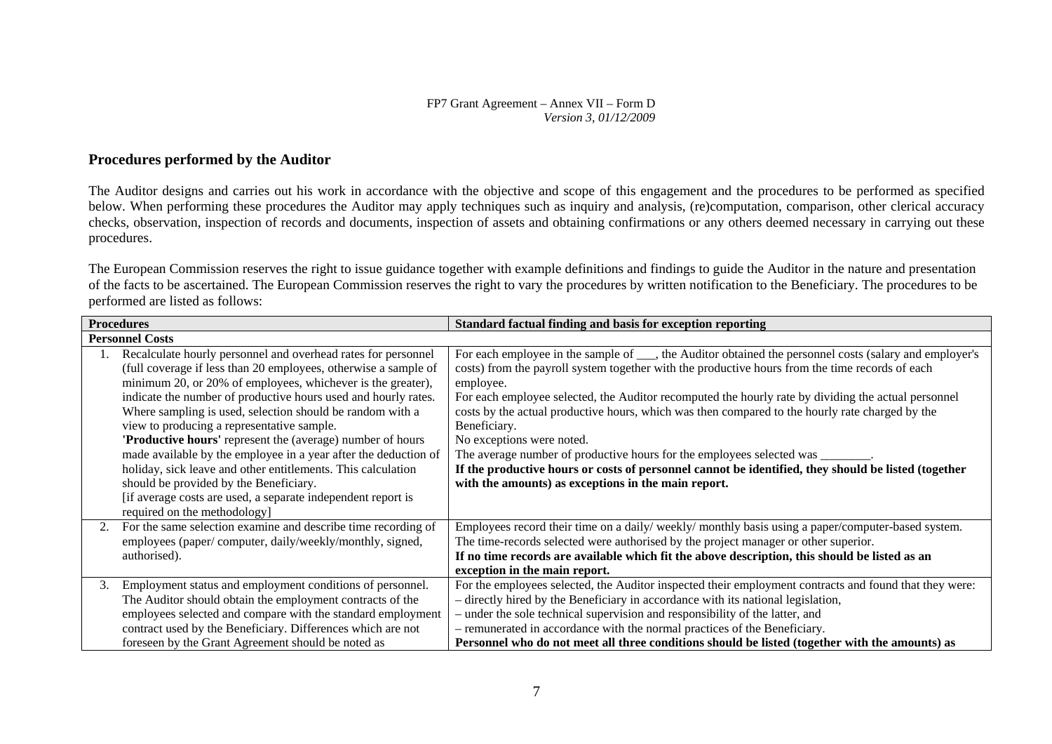## Procedures performed by the Auditor

The Auditor designs and carries out his work in accordance with the objective and scope of this engagement and the procedures to be performed as specified below. When performing these procedures the Auditor may apply techniques such as inquiry and analysis, (re)computation, comparison, other clerical accuracy checks, observation, inspection of records and documents, inspection of assets and obtaining confirmations or any others deemed necessary in carrying out these procedures.

The European Commission reserves the right to issue guidance together with example definitions and findings to guide the Auditor in the nature and presentation of the facts to be ascertained. The European Commission reserves the right to vary the procedures by written notification to the Beneficiary. The procedures to be performed are listed as follows:

| Procedures | Standard factual finding and basis for exception reporting |
|---|---|
| **Personnel Costs** | |
| 1. Recalculate hourly personnel and overhead rates for personnel (full coverage if less than 20 employees, otherwise a sample of minimum 20, or 20% of employees, whichever is the greater), indicate the number of productive hours used and hourly rates. Where sampling is used, selection should be random with a view to producing a representative sample.<br>**'Productive hours'** represent the (average) number of hours made available by the employee in a year after the deduction of holiday, sick leave and other entitlements. This calculation should be provided by the Beneficiary.<br>[if average costs are used, a separate independent report is required on the methodology] | For each employee in the sample of ___, the Auditor obtained the personnel costs (salary and employer's costs) from the payroll system together with the productive hours from the time records of each employee.<br>For each employee selected, the Auditor recomputed the hourly rate by dividing the actual personnel costs by the actual productive hours, which was then compared to the hourly rate charged by the Beneficiary.<br>No exceptions were noted.<br>The average number of productive hours for the employees selected was ________.<br>**If the productive hours or costs of personnel cannot be identified, they should be listed (together with the amounts) as exceptions in the main report.** |
| 2. For the same selection examine and describe time recording of employees (paper/ computer, daily/weekly/monthly, signed, authorised). | Employees record their time on a daily/ weekly/ monthly basis using a paper/computer-based system.<br>The time-records selected were authorised by the project manager or other superior.<br>**If no time records are available which fit the above description, this should be listed as an exception in the main report.** |
| 3. Employment status and employment conditions of personnel. The Auditor should obtain the employment contracts of the employees selected and compare with the standard employment contract used by the Beneficiary. Differences which are not foreseen by the Grant Agreement should be noted as | For the employees selected, the Auditor inspected their employment contracts and found that they were:<br>– directly hired by the Beneficiary in accordance with its national legislation,<br>– under the sole technical supervision and responsibility of the latter, and<br>– remunerated in accordance with the normal practices of the Beneficiary.<br>**Personnel who do not meet all three conditions should be listed (together with the amounts) as** |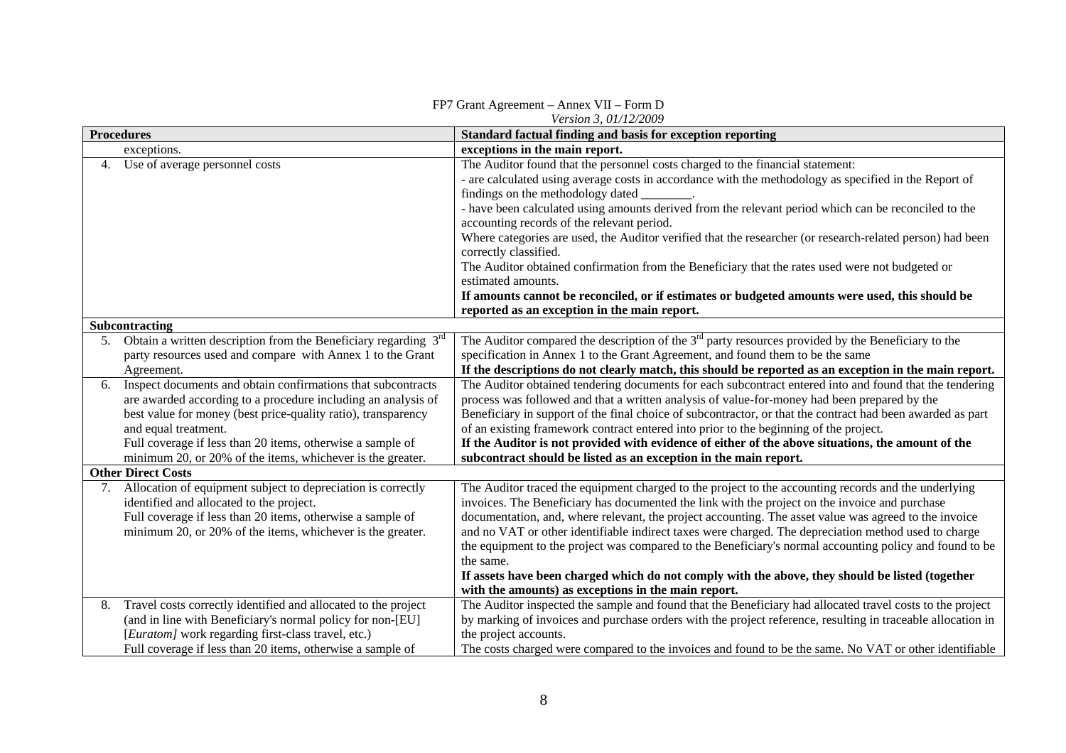| Procedures | Standard factual finding and basis for exception reporting |
|---|---|
| exceptions. | **exceptions in the main report.** |
| 4. Use of average personnel costs | The Auditor found that the personnel costs charged to the financial statement:<br>- are calculated using average costs in accordance with the methodology as specified in the Report of findings on the methodology dated ________.<br>- have been calculated using amounts derived from the relevant period which can be reconciled to the accounting records of the relevant period.<br>Where categories are used, the Auditor verified that the researcher (or research-related person) had been correctly classified.<br>The Auditor obtained confirmation from the Beneficiary that the rates used were not budgeted or estimated amounts.<br>**If amounts cannot be reconciled, or if estimates or budgeted amounts were used, this should be reported as an exception in the main report.** |
| **Subcontracting** | |
| 5. Obtain a written description from the Beneficiary regarding 3rd party resources used and compare with Annex 1 to the Grant Agreement. | The Auditor compared the description of the 3rd party resources provided by the Beneficiary to the specification in Annex 1 to the Grant Agreement, and found them to be the same<br>**If the descriptions do not clearly match, this should be reported as an exception in the main report.** |
| 6. Inspect documents and obtain confirmations that subcontracts are awarded according to a procedure including an analysis of best value for money (best price-quality ratio), transparency and equal treatment.<br>Full coverage if less than 20 items, otherwise a sample of minimum 20, or 20% of the items, whichever is the greater. | The Auditor obtained tendering documents for each subcontract entered into and found that the tendering process was followed and that a written analysis of value-for-money had been prepared by the Beneficiary in support of the final choice of subcontractor, or that the contract had been awarded as part of an existing framework contract entered into prior to the beginning of the project.<br>**If the Auditor is not provided with evidence of either of the above situations, the amount of the subcontract should be listed as an exception in the main report.** |
| **Other Direct Costs** | |
| 7. Allocation of equipment subject to depreciation is correctly identified and allocated to the project.<br>Full coverage if less than 20 items, otherwise a sample of minimum 20, or 20% of the items, whichever is the greater. | The Auditor traced the equipment charged to the project to the accounting records and the underlying invoices. The Beneficiary has documented the link with the project on the invoice and purchase documentation, and, where relevant, the project accounting. The asset value was agreed to the invoice and no VAT or other identifiable indirect taxes were charged. The depreciation method used to charge the equipment to the project was compared to the Beneficiary's normal accounting policy and found to be the same.<br>**If assets have been charged which do not comply with the above, they should be listed (together with the amounts) as exceptions in the main report.** |
| 8. Travel costs correctly identified and allocated to the project (and in line with Beneficiary's normal policy for non-[EU] [*Euratom]* work regarding first-class travel, etc.)<br>Full coverage if less than 20 items, otherwise a sample of | The Auditor inspected the sample and found that the Beneficiary had allocated travel costs to the project by marking of invoices and purchase orders with the project reference, resulting in traceable allocation in the project accounts.<br>The costs charged were compared to the invoices and found to be the same. No VAT or other identifiable |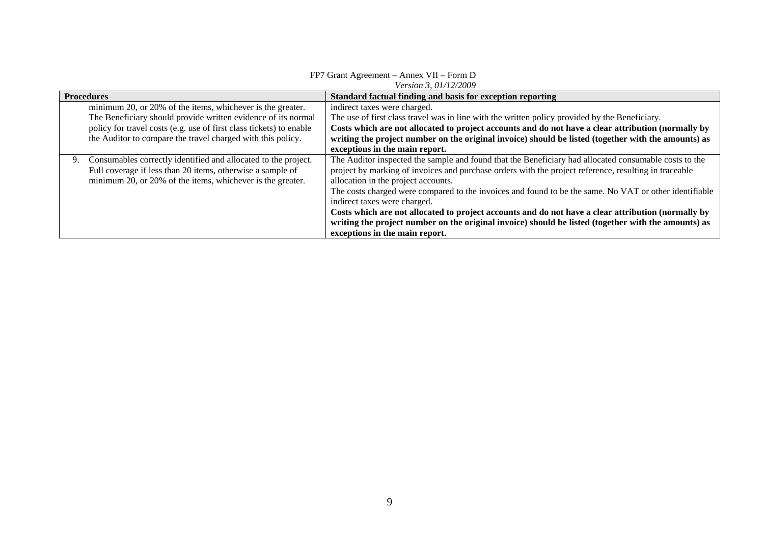| Procedures | Standard factual finding and basis for exception reporting |
|---|---|
| minimum 20, or 20% of the items, whichever is the greater. The Beneficiary should provide written evidence of its normal policy for travel costs (e.g. use of first class tickets) to enable the Auditor to compare the travel charged with this policy. | indirect taxes were charged. The use of first class travel was in line with the written policy provided by the Beneficiary. **Costs which are not allocated to project accounts and do not have a clear attribution (normally by writing the project number on the original invoice) should be listed (together with the amounts) as exceptions in the main report.** |
| 9. Consumables correctly identified and allocated to the project. Full coverage if less than 20 items, otherwise a sample of minimum 20, or 20% of the items, whichever is the greater. | The Auditor inspected the sample and found that the Beneficiary had allocated consumable costs to the project by marking of invoices and purchase orders with the project reference, resulting in traceable allocation in the project accounts. The costs charged were compared to the invoices and found to be the same. No VAT or other identifiable indirect taxes were charged. **Costs which are not allocated to project accounts and do not have a clear attribution (normally by writing the project number on the original invoice) should be listed (together with the amounts) as exceptions in the main report.** |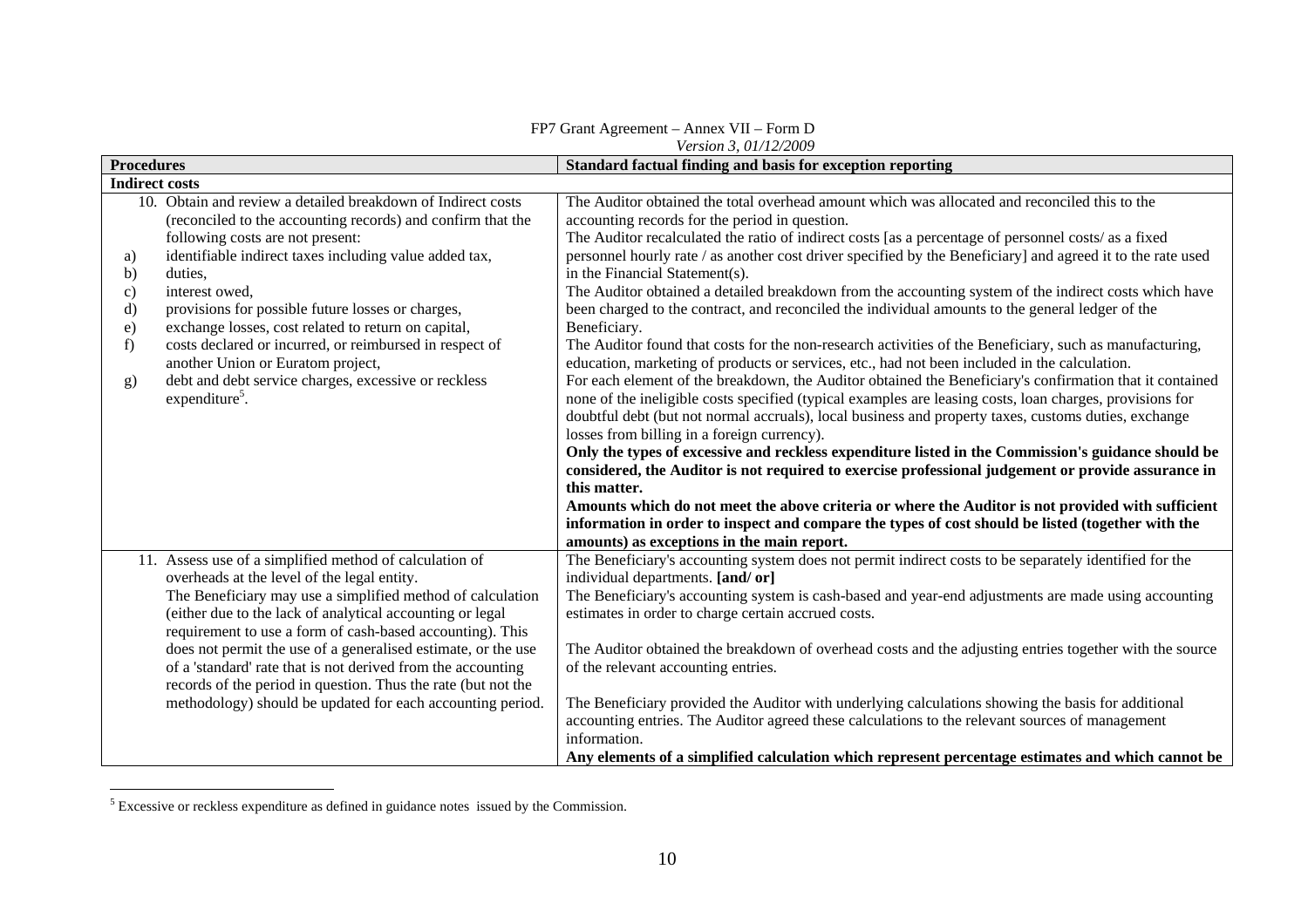| Procedures | Standard factual finding and basis for exception reporting |
|---|---|
| **Indirect costs** | |
| 10. Obtain and review a detailed breakdown of Indirect costs (reconciled to the accounting records) and confirm that the following costs are not present:<br>a) identifiable indirect taxes including value added tax,<br>b) duties,<br>c) interest owed,<br>d) provisions for possible future losses or charges,<br>e) exchange losses, cost related to return on capital,<br>f) costs declared or incurred, or reimbursed in respect of another Union or Euratom project,<br>g) debt and debt service charges, excessive or reckless expenditure[5]. | The Auditor obtained the total overhead amount which was allocated and reconciled this to the accounting records for the period in question.<br>The Auditor recalculated the ratio of indirect costs [as a percentage of personnel costs/ as a fixed personnel hourly rate / as another cost driver specified by the Beneficiary] and agreed it to the rate used in the Financial Statement(s).<br>The Auditor obtained a detailed breakdown from the accounting system of the indirect costs which have been charged to the contract, and reconciled the individual amounts to the general ledger of the Beneficiary.<br>The Auditor found that costs for the non-research activities of the Beneficiary, such as manufacturing, education, marketing of products or services, etc., had not been included in the calculation.<br>For each element of the breakdown, the Auditor obtained the Beneficiary's confirmation that it contained none of the ineligible costs specified (typical examples are leasing costs, loan charges, provisions for doubtful debt (but not normal accruals), local business and property taxes, customs duties, exchange losses from billing in a foreign currency).<br>**Only the types of excessive and reckless expenditure listed in the Commission's guidance should be considered, the Auditor is not required to exercise professional judgement or provide assurance in this matter.**<br>**Amounts which do not meet the above criteria or where the Auditor is not provided with sufficient information in order to inspect and compare the types of cost should be listed (together with the amounts) as exceptions in the main report.** |
| 11. Assess use of a simplified method of calculation of overheads at the level of the legal entity.<br>The Beneficiary may use a simplified method of calculation (either due to the lack of analytical accounting or legal requirement to use a form of cash-based accounting). This does not permit the use of a generalised estimate, or the use of a 'standard' rate that is not derived from the accounting records of the period in question. Thus the rate (but not the methodology) should be updated for each accounting period. | The Beneficiary's accounting system does not permit indirect costs to be separately identified for the individual departments. **[and/ or]**<br>The Beneficiary's accounting system is cash-based and year-end adjustments are made using accounting estimates in order to charge certain accrued costs.<br><br>The Auditor obtained the breakdown of overhead costs and the adjusting entries together with the source of the relevant accounting entries.<br><br>The Beneficiary provided the Auditor with underlying calculations showing the basis for additional accounting entries. The Auditor agreed these calculations to the relevant sources of management information.<br>**Any elements of a simplified calculation which represent percentage estimates and which cannot be** |

[5] Excessive or reckless expenditure as defined in guidance notes issued by the Commission.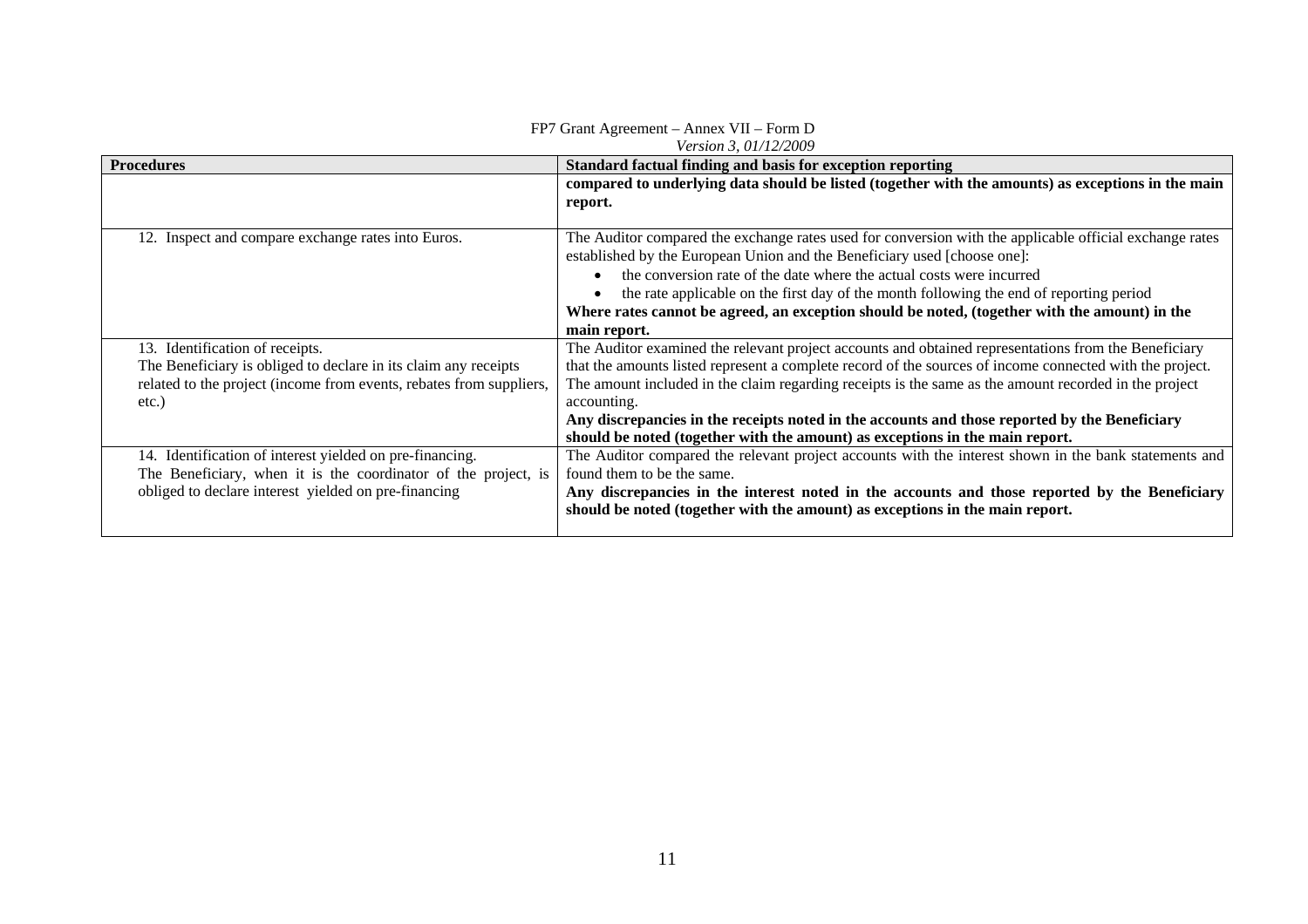| Procedures | Standard factual finding and basis for exception reporting |
|---|---|
| | **compared to underlying data should be listed (together with the amounts) as exceptions in the main report.** |
| 12. Inspect and compare exchange rates into Euros. | The Auditor compared the exchange rates used for conversion with the applicable official exchange rates established by the European Union and the Beneficiary used [choose one]: <br>• the conversion rate of the date where the actual costs were incurred <br>• the rate applicable on the first day of the month following the end of reporting period <br>**Where rates cannot be agreed, an exception should be noted, (together with the amount) in the main report.** |
| 13. Identification of receipts. <br>The Beneficiary is obliged to declare in its claim any receipts related to the project (income from events, rebates from suppliers, etc.) | The Auditor examined the relevant project accounts and obtained representations from the Beneficiary that the amounts listed represent a complete record of the sources of income connected with the project. The amount included in the claim regarding receipts is the same as the amount recorded in the project accounting. <br>**Any discrepancies in the receipts noted in the accounts and those reported by the Beneficiary should be noted (together with the amount) as exceptions in the main report.** |
| 14. Identification of interest yielded on pre-financing. <br>The Beneficiary, when it is the coordinator of the project, is obliged to declare interest yielded on pre-financing | The Auditor compared the relevant project accounts with the interest shown in the bank statements and found them to be the same. <br>**Any discrepancies in the interest noted in the accounts and those reported by the Beneficiary should be noted (together with the amount) as exceptions in the main report.** |